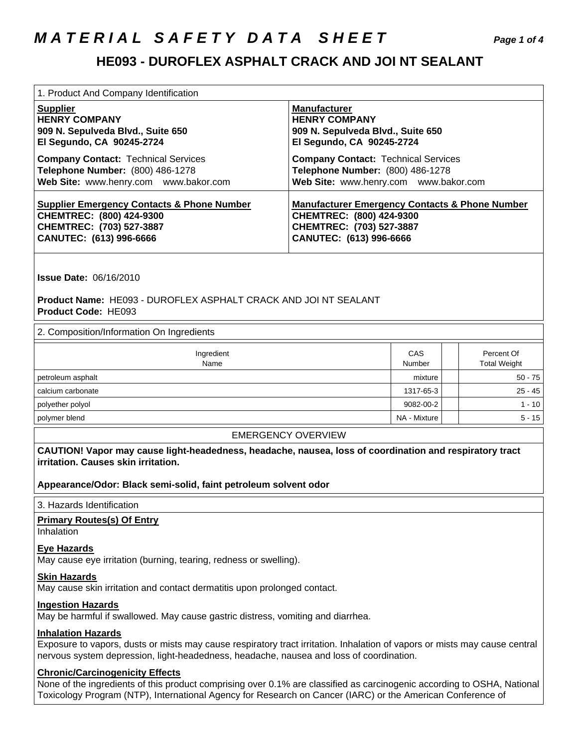# MATERIAL SAFETY DATA SHEET

## HE093 - DUROFLEX ASPHALT CRACK AND JOI NT SEALANT

### 1. Product And Company Identification

| Supplier | Manufacturer |
| --- | --- |
| **HENRY COMPANY**<br>**909 N. Sepulveda Blvd., Suite 650**<br>**El Segundo, CA 90245-2724** | **HENRY COMPANY**<br>**909 N. Sepulveda Blvd., Suite 650**<br>**El Segundo, CA 90245-2724** |
| **Company Contact:** Technical Services<br>**Telephone Number:** (800) 486-1278<br>**Web Site:** www.henry.com www.bakor.com | **Company Contact:** Technical Services<br>**Telephone Number:** (800) 486-1278<br>**Web Site:** www.henry.com www.bakor.com |
| **Supplier Emergency Contacts & Phone Number**<br>**CHEMTREC: (800) 424-9300**<br>**CHEMTREC: (703) 527-3887**<br>**CANUTEC: (613) 996-6666** | **Manufacturer Emergency Contacts & Phone Number**<br>**CHEMTREC: (800) 424-9300**<br>**CHEMTREC: (703) 527-3887**<br>**CANUTEC: (613) 996-6666** |

**Issue Date:** 06/16/2010

**Product Name:** HE093 - DUROFLEX ASPHALT CRACK AND JOI NT SEALANT
**Product Code:** HE093

### 2. Composition/Information On Ingredients

| Ingredient Name | CAS Number | | Percent Of Total Weight |
| --- | --- | --- | --- |
| petroleum asphalt | mixture | | 50 - 75 |
| calcium carbonate | 1317-65-3 | | 25 - 45 |
| polyether polyol | 9082-00-2 | | 1 - 10 |
| polymer blend | NA - Mixture | | 5 - 15 |

### EMERGENCY OVERVIEW

**CAUTION! Vapor may cause light-headedness, headache, nausea, loss of coordination and respiratory tract irritation. Causes skin irritation.**

**Appearance/Odor: Black semi-solid, faint petroleum solvent odor**

### 3. Hazards Identification

**Primary Routes(s) Of Entry**
Inhalation

**Eye Hazards**
May cause eye irritation (burning, tearing, redness or swelling).

**Skin Hazards**
May cause skin irritation and contact dermatitis upon prolonged contact.

**Ingestion Hazards**
May be harmful if swallowed. May cause gastric distress, vomiting and diarrhea.

**Inhalation Hazards**
Exposure to vapors, dusts or mists may cause respiratory tract irritation. Inhalation of vapors or mists may cause central nervous system depression, light-headedness, headache, nausea and loss of coordination.

**Chronic/Carcinogenicity Effects**
None of the ingredients of this product comprising over 0.1% are classified as carcinogenic according to OSHA, National Toxicology Program (NTP), International Agency for Research on Cancer (IARC) or the American Conference of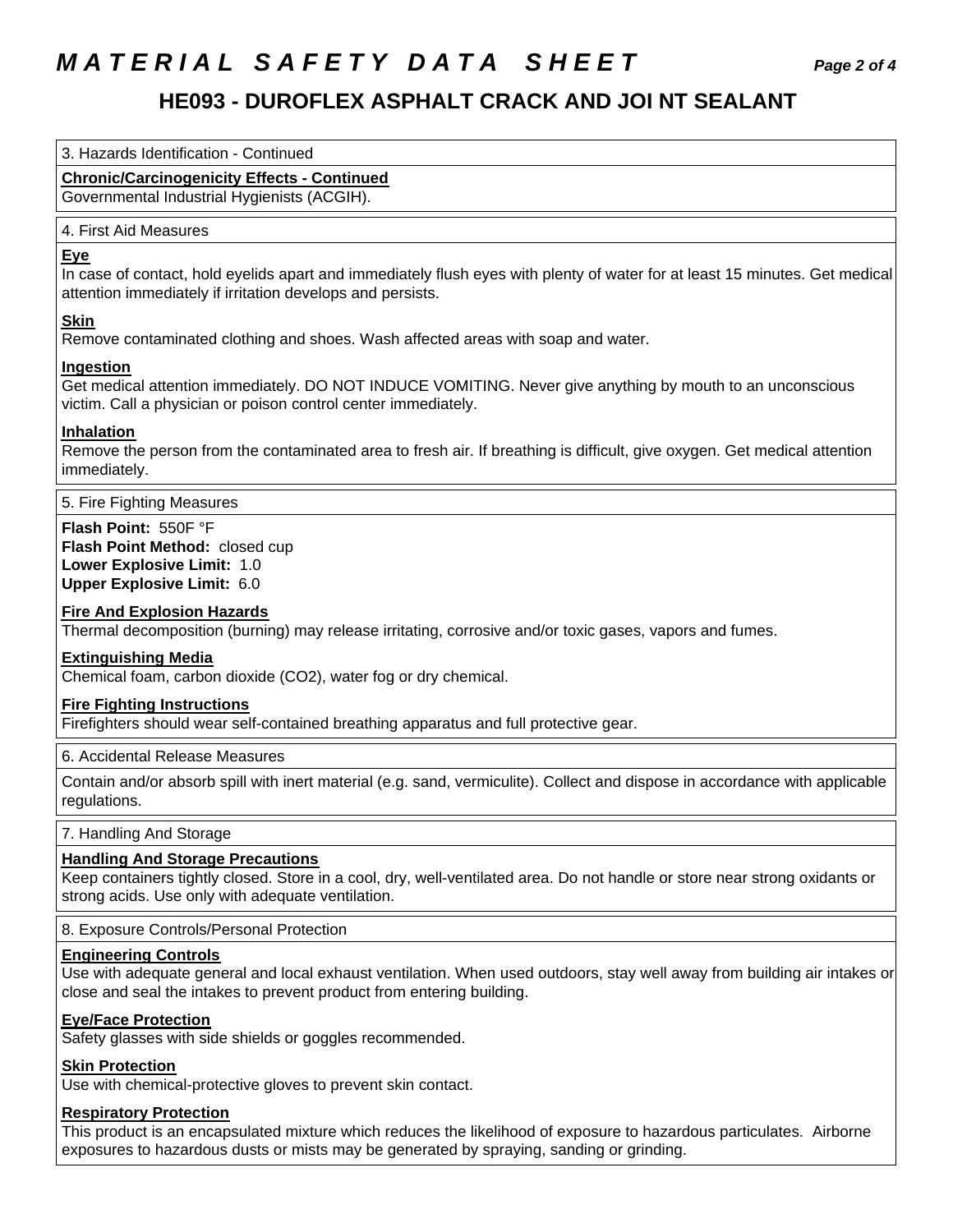# MATERIAL SAFETY DATA SHEET

## HE093 - DUROFLEX ASPHALT CRACK AND JOI NT SEALANT

### 3. Hazards Identification - Continued

**Chronic/Carcinogenicity Effects - Continued**

Governmental Industrial Hygienists (ACGIH).

### 4. First Aid Measures

**Eye**

In case of contact, hold eyelids apart and immediately flush eyes with plenty of water for at least 15 minutes. Get medical attention immediately if irritation develops and persists.

**Skin**

Remove contaminated clothing and shoes. Wash affected areas with soap and water.

**Ingestion**

Get medical attention immediately. DO NOT INDUCE VOMITING. Never give anything by mouth to an unconscious victim. Call a physician or poison control center immediately.

**Inhalation**

Remove the person from the contaminated area to fresh air. If breathing is difficult, give oxygen. Get medical attention immediately.

### 5. Fire Fighting Measures

**Flash Point:** 550F °F
**Flash Point Method:** closed cup
**Lower Explosive Limit:** 1.0
**Upper Explosive Limit:** 6.0

**Fire And Explosion Hazards**

Thermal decomposition (burning) may release irritating, corrosive and/or toxic gases, vapors and fumes.

**Extinguishing Media**

Chemical foam, carbon dioxide ($CO_2$), water fog or dry chemical.

**Fire Fighting Instructions**

Firefighters should wear self-contained breathing apparatus and full protective gear.

### 6. Accidental Release Measures

Contain and/or absorb spill with inert material (e.g. sand, vermiculite). Collect and dispose in accordance with applicable regulations.

### 7. Handling And Storage

**Handling And Storage Precautions**

Keep containers tightly closed. Store in a cool, dry, well-ventilated area. Do not handle or store near strong oxidants or strong acids. Use only with adequate ventilation.

### 8. Exposure Controls/Personal Protection

**Engineering Controls**

Use with adequate general and local exhaust ventilation. When used outdoors, stay well away from building air intakes or close and seal the intakes to prevent product from entering building.

**Eye/Face Protection**

Safety glasses with side shields or goggles recommended.

**Skin Protection**

Use with chemical-protective gloves to prevent skin contact.

**Respiratory Protection**

This product is an encapsulated mixture which reduces the likelihood of exposure to hazardous particulates. Airborne exposures to hazardous dusts or mists may be generated by spraying, sanding or grinding.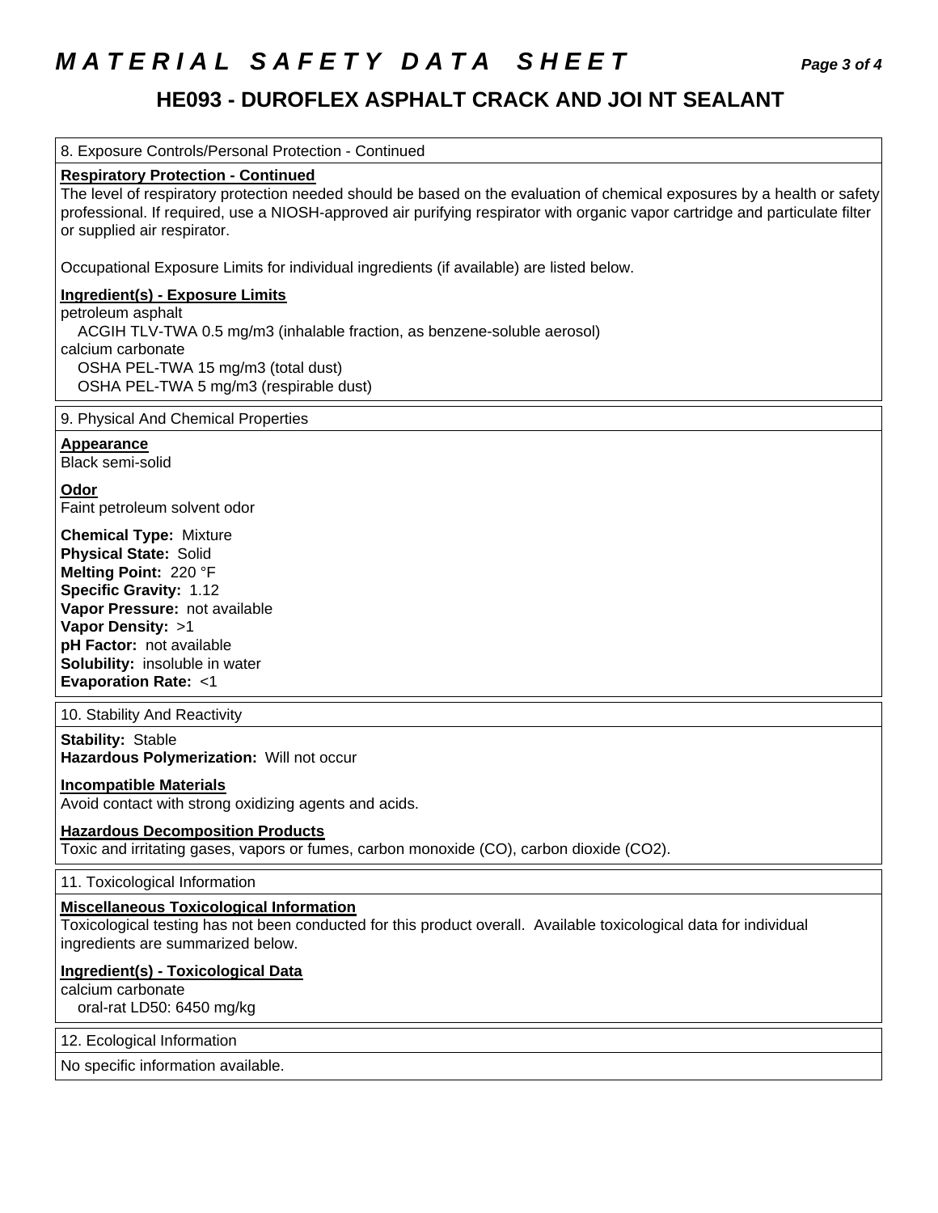# MATERIAL SAFETY DATA SHEET

## HE093 - DUROFLEX ASPHALT CRACK AND JOINT SEALANT

### 8. Exposure Controls/Personal Protection - Continued

**Respiratory Protection - Continued**

The level of respiratory protection needed should be based on the evaluation of chemical exposures by a health or safety professional. If required, use a NIOSH-approved air purifying respirator with organic vapor cartridge and particulate filter or supplied air respirator.

Occupational Exposure Limits for individual ingredients (if available) are listed below.

**Ingredient(s) - Exposure Limits**

petroleum asphalt
  ACGIH TLV-TWA 0.5 mg/m3 (inhalable fraction, as benzene-soluble aerosol)
calcium carbonate
  OSHA PEL-TWA 15 mg/m3 (total dust)
  OSHA PEL-TWA 5 mg/m3 (respirable dust)

### 9. Physical And Chemical Properties

**Appearance**
Black semi-solid

**Odor**
Faint petroleum solvent odor

**Chemical Type:** Mixture
**Physical State:** Solid
**Melting Point:** 220 °F
**Specific Gravity:** 1.12
**Vapor Pressure:** not available
**Vapor Density:** >1
**pH Factor:** not available
**Solubility:** insoluble in water
**Evaporation Rate:** <1

### 10. Stability And Reactivity

**Stability:** Stable
**Hazardous Polymerization:** Will not occur

**Incompatible Materials**
Avoid contact with strong oxidizing agents and acids.

**Hazardous Decomposition Products**
Toxic and irritating gases, vapors or fumes, carbon monoxide (CO), carbon dioxide ($CO_2$).

### 11. Toxicological Information

**Miscellaneous Toxicological Information**
Toxicological testing has not been conducted for this product overall. Available toxicological data for individual ingredients are summarized below.

**Ingredient(s) - Toxicological Data**
calcium carbonate
  oral-rat LD50: 6450 mg/kg

### 12. Ecological Information

No specific information available.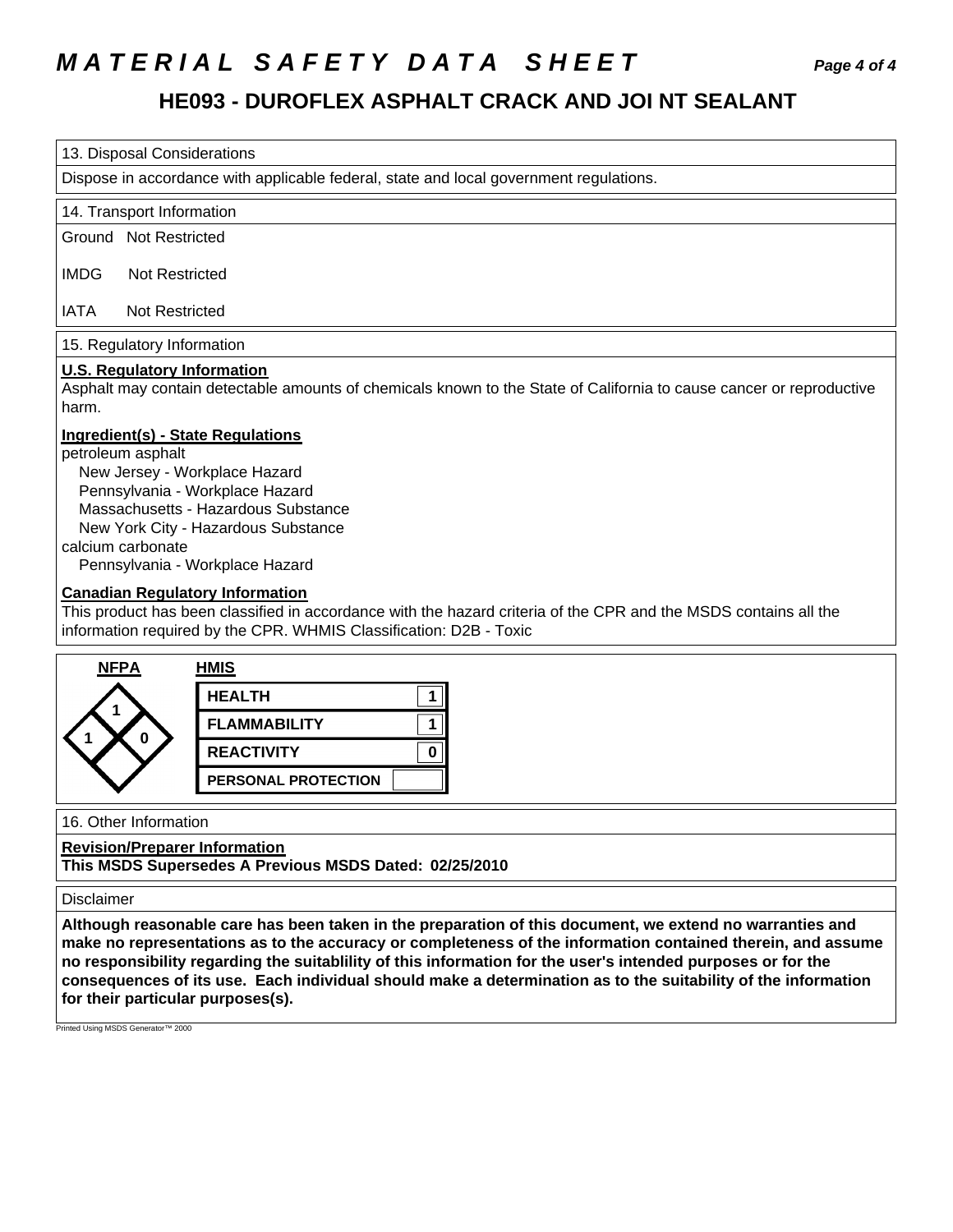# MATERIAL SAFETY DATA SHEET

## HE093 - DUROFLEX ASPHALT CRACK AND JOI NT SEALANT

### 13. Disposal Considerations

Dispose in accordance with applicable federal, state and local government regulations.

### 14. Transport Information

Ground Not Restricted

IMDG Not Restricted

IATA Not Restricted

### 15. Regulatory Information

**U.S. Regulatory Information**

Asphalt may contain detectable amounts of chemicals known to the State of California to cause cancer or reproductive harm.

**Ingredient(s) - State Regulations**

petroleum asphalt
- New Jersey - Workplace Hazard
- Pennsylvania - Workplace Hazard
- Massachusetts - Hazardous Substance
- New York City - Hazardous Substance

calcium carbonate
- Pennsylvania - Workplace Hazard

**Canadian Regulatory Information**

This product has been classified in accordance with the hazard criteria of the CPR and the MSDS contains all the information required by the CPR. WHMIS Classification: D2B - Toxic

**NFPA**

1

1 0

**HMIS**

| | |
|---|---|
| HEALTH | 1 |
| FLAMMABILITY | 1 |
| REACTIVITY | 0 |
| PERSONAL PROTECTION | |

### 16. Other Information

**Revision/Preparer Information**

**This MSDS Supersedes A Previous MSDS Dated: 02/25/2010**

### Disclaimer

**Although reasonable care has been taken in the preparation of this document, we extend no warranties and make no representations as to the accuracy or completeness of the information contained therein, and assume no responsibility regarding the suitablility of this information for the user's intended purposes or for the consequences of its use. Each individual should make a determination as to the suitability of the information for their particular purposes(s).**

Printed Using MSDS Generator™ 2000